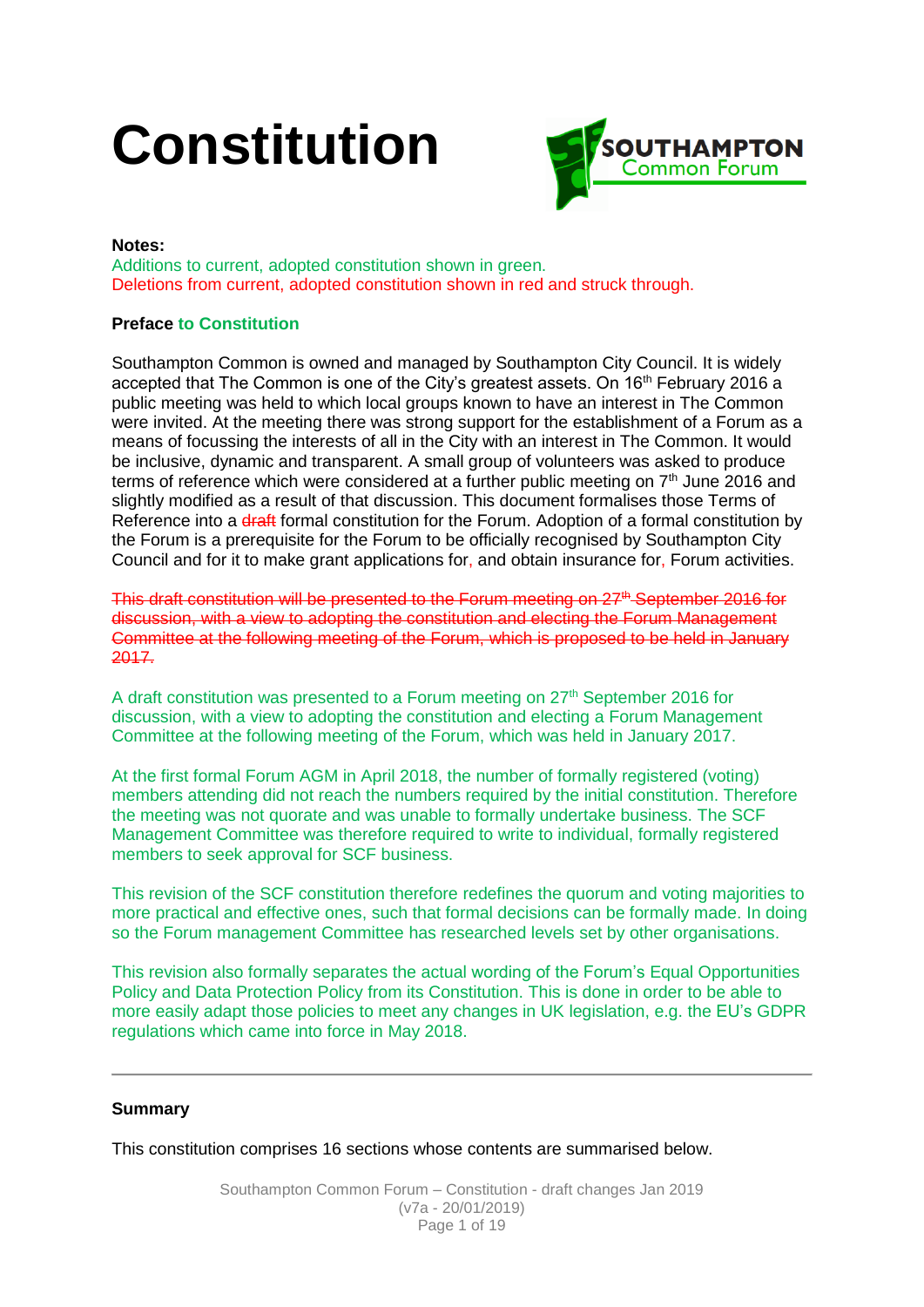# Constitution

**Notes:**
Additions to current, adopted constitution shown in green.
Deletions from current, adopted constitution shown in red and struck through.

**Preface to Constitution**

Southampton Common is owned and managed by Southampton City Council. It is widely accepted that The Common is one of the City's greatest assets. On 16th February 2016 a public meeting was held to which local groups known to have an interest in The Common were invited. At the meeting there was strong support for the establishment of a Forum as a means of focussing the interests of all in the City with an interest in The Common. It would be inclusive, dynamic and transparent. A small group of volunteers was asked to produce terms of reference which were considered at a further public meeting on 7th June 2016 and slightly modified as a result of that discussion. This document formalises those Terms of Reference into a ~~draft~~ formal constitution for the Forum. Adoption of a formal constitution by the Forum is a prerequisite for the Forum to be officially recognised by Southampton City Council and for it to make grant applications for, and obtain insurance for, Forum activities.

~~This draft constitution will be presented to the Forum meeting on 27th September 2016 for discussion, with a view to adopting the constitution and electing the Forum Management Committee at the following meeting of the Forum, which is proposed to be held in January 2017.~~

A draft constitution was presented to a Forum meeting on 27th September 2016 for discussion, with a view to adopting the constitution and electing a Forum Management Committee at the following meeting of the Forum, which was held in January 2017.

At the first formal Forum AGM in April 2018, the number of formally registered (voting) members attending did not reach the numbers required by the initial constitution. Therefore the meeting was not quorate and was unable to formally undertake business. The SCF Management Committee was therefore required to write to individual, formally registered members to seek approval for SCF business.

This revision of the SCF constitution therefore redefines the quorum and voting majorities to more practical and effective ones, such that formal decisions can be formally made. In doing so the Forum management Committee has researched levels set by other organisations.

This revision also formally separates the actual wording of the Forum's Equal Opportunities Policy and Data Protection Policy from its Constitution. This is done in order to be able to more easily adapt those policies to meet any changes in UK legislation, e.g. the EU's GDPR regulations which came into force in May 2018.

---

**Summary**

This constitution comprises 16 sections whose contents are summarised below.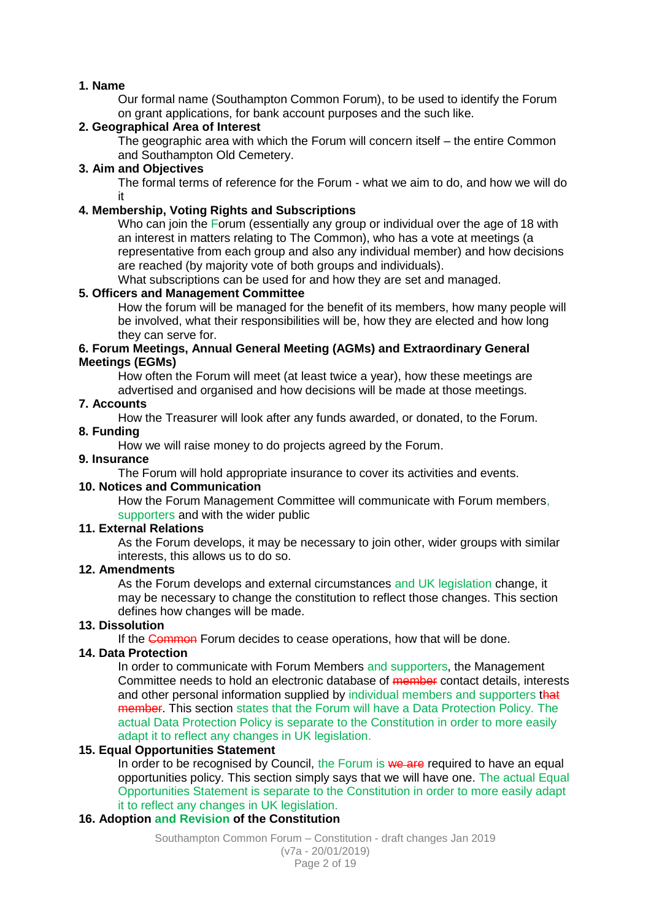**1. Name**

Our formal name (Southampton Common Forum), to be used to identify the Forum on grant applications, for bank account purposes and the such like.

**2. Geographical Area of Interest**

The geographic area with which the Forum will concern itself – the entire Common and Southampton Old Cemetery.

**3. Aim and Objectives**

The formal terms of reference for the Forum - what we aim to do, and how we will do it

**4. Membership, Voting Rights and Subscriptions**

Who can join the Forum (essentially any group or individual over the age of 18 with an interest in matters relating to The Common), who has a vote at meetings (a representative from each group and also any individual member) and how decisions are reached (by majority vote of both groups and individuals).

What subscriptions can be used for and how they are set and managed.

**5. Officers and Management Committee**

How the forum will be managed for the benefit of its members, how many people will be involved, what their responsibilities will be, how they are elected and how long they can serve for.

**6. Forum Meetings, Annual General Meeting (AGMs) and Extraordinary General Meetings (EGMs)**

How often the Forum will meet (at least twice a year), how these meetings are advertised and organised and how decisions will be made at those meetings.

**7. Accounts**

How the Treasurer will look after any funds awarded, or donated, to the Forum.

**8. Funding**

How we will raise money to do projects agreed by the Forum.

**9. Insurance**

The Forum will hold appropriate insurance to cover its activities and events.

**10. Notices and Communication**

How the Forum Management Committee will communicate with Forum members, supporters and with the wider public

**11. External Relations**

As the Forum develops, it may be necessary to join other, wider groups with similar interests, this allows us to do so.

**12. Amendments**

As the Forum develops and external circumstances and UK legislation change, it may be necessary to change the constitution to reflect those changes. This section defines how changes will be made.

**13. Dissolution**

If the ~~Common~~ Forum decides to cease operations, how that will be done.

**14. Data Protection**

In order to communicate with Forum Members and supporters, the Management Committee needs to hold an electronic database of ~~member~~ contact details, interests and other personal information supplied by individual members and supporters ~~that member~~. This section states that the Forum will have a Data Protection Policy. The actual Data Protection Policy is separate to the Constitution in order to more easily adapt it to reflect any changes in UK legislation.

**15. Equal Opportunities Statement**

In order to be recognised by Council, the Forum is ~~we are~~ required to have an equal opportunities policy. This section simply says that we will have one. The actual Equal Opportunities Statement is separate to the Constitution in order to more easily adapt it to reflect any changes in UK legislation.

**16. Adoption and Revision of the Constitution**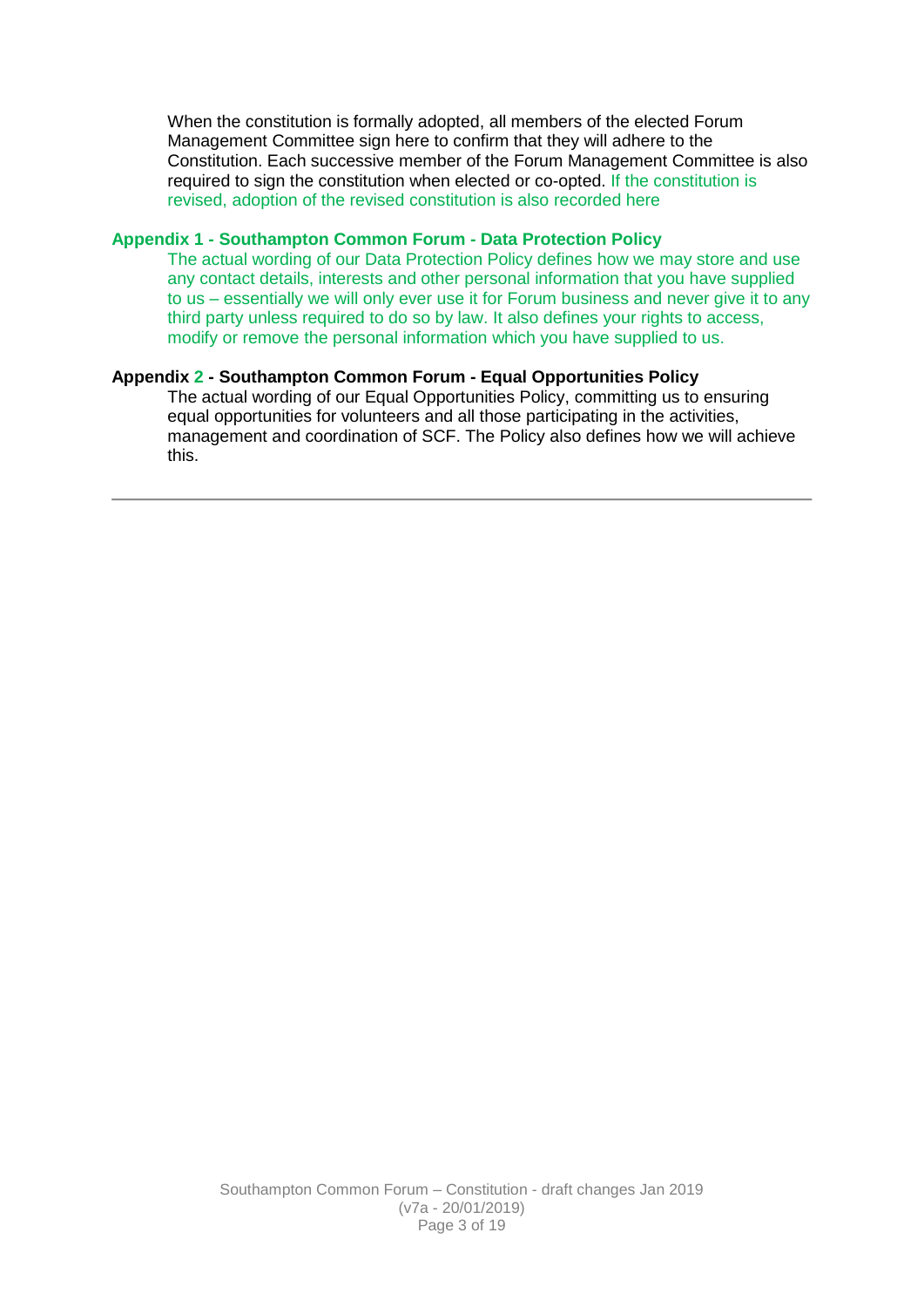When the constitution is formally adopted, all members of the elected Forum Management Committee sign here to confirm that they will adhere to the Constitution. Each successive member of the Forum Management Committee is also required to sign the constitution when elected or co-opted. If the constitution is revised, adoption of the revised constitution is also recorded here

**Appendix 1 - Southampton Common Forum - Data Protection Policy**

The actual wording of our Data Protection Policy defines how we may store and use any contact details, interests and other personal information that you have supplied to us – essentially we will only ever use it for Forum business and never give it to any third party unless required to do so by law. It also defines your rights to access, modify or remove the personal information which you have supplied to us.

**Appendix 2 - Southampton Common Forum - Equal Opportunities Policy**

The actual wording of our Equal Opportunities Policy, committing us to ensuring equal opportunities for volunteers and all those participating in the activities, management and coordination of SCF. The Policy also defines how we will achieve this.

---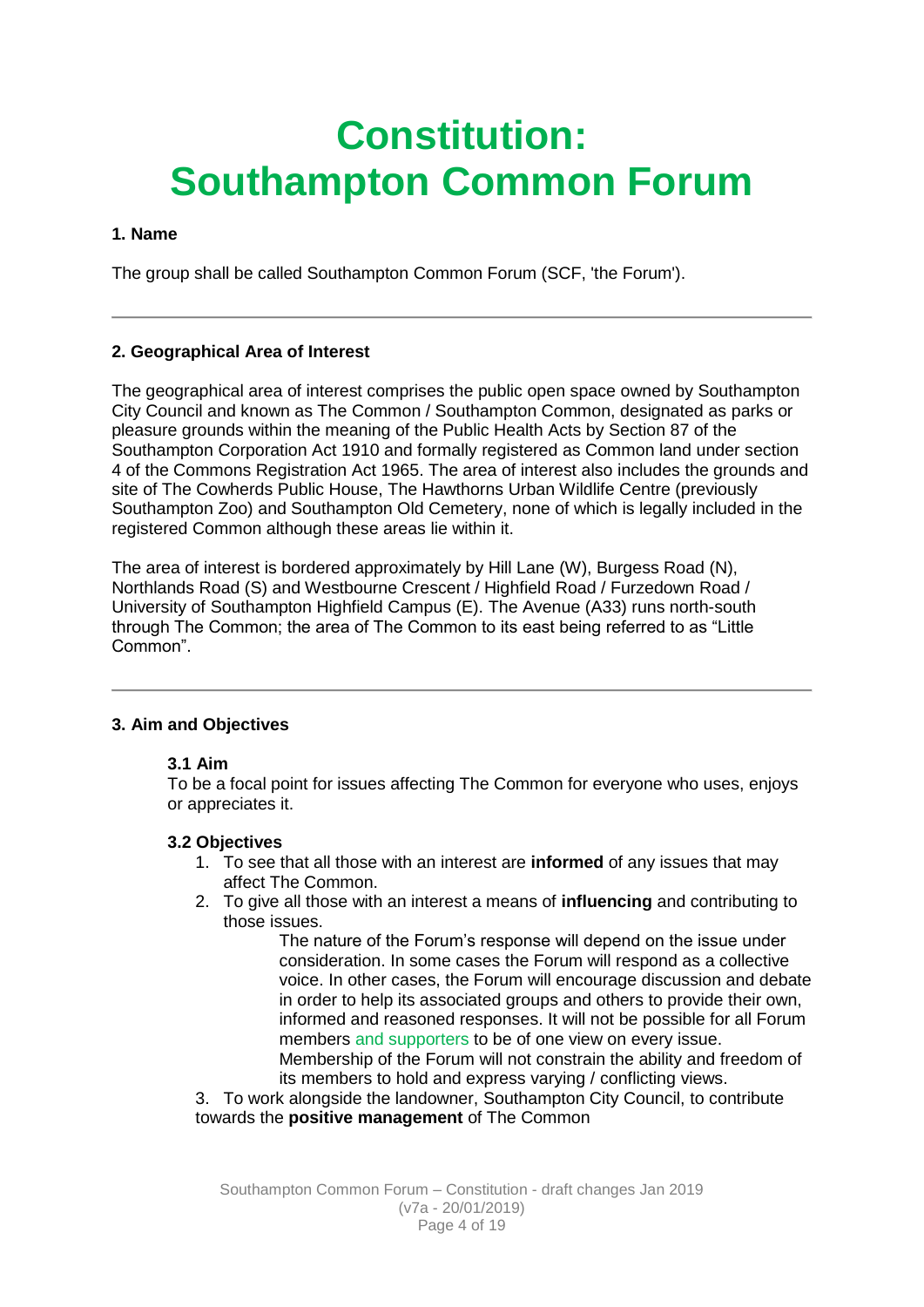# Constitution: Southampton Common Forum

### 1. Name

The group shall be called Southampton Common Forum (SCF, 'the Forum').

---

### 2. Geographical Area of Interest

The geographical area of interest comprises the public open space owned by Southampton City Council and known as The Common / Southampton Common, designated as parks or pleasure grounds within the meaning of the Public Health Acts by Section 87 of the Southampton Corporation Act 1910 and formally registered as Common land under section 4 of the Commons Registration Act 1965. The area of interest also includes the grounds and site of The Cowherds Public House, The Hawthorns Urban Wildlife Centre (previously Southampton Zoo) and Southampton Old Cemetery, none of which is legally included in the registered Common although these areas lie within it.

The area of interest is bordered approximately by Hill Lane (W), Burgess Road (N), Northlands Road (S) and Westbourne Crescent / Highfield Road / Furzedown Road / University of Southampton Highfield Campus (E). The Avenue (A33) runs north-south through The Common; the area of The Common to its east being referred to as "Little Common".

---

### 3. Aim and Objectives

#### 3.1 Aim

To be a focal point for issues affecting The Common for everyone who uses, enjoys or appreciates it.

#### 3.2 Objectives

1. To see that all those with an interest are **informed** of any issues that may affect The Common.
2. To give all those with an interest a means of **influencing** and contributing to those issues.

   The nature of the Forum's response will depend on the issue under consideration. In some cases the Forum will respond as a collective voice. In other cases, the Forum will encourage discussion and debate in order to help its associated groups and others to provide their own, informed and reasoned responses. It will not be possible for all Forum members and supporters to be of one view on every issue. Membership of the Forum will not constrain the ability and freedom of its members to hold and express varying / conflicting views.

3. To work alongside the landowner, Southampton City Council, to contribute towards the **positive management** of The Common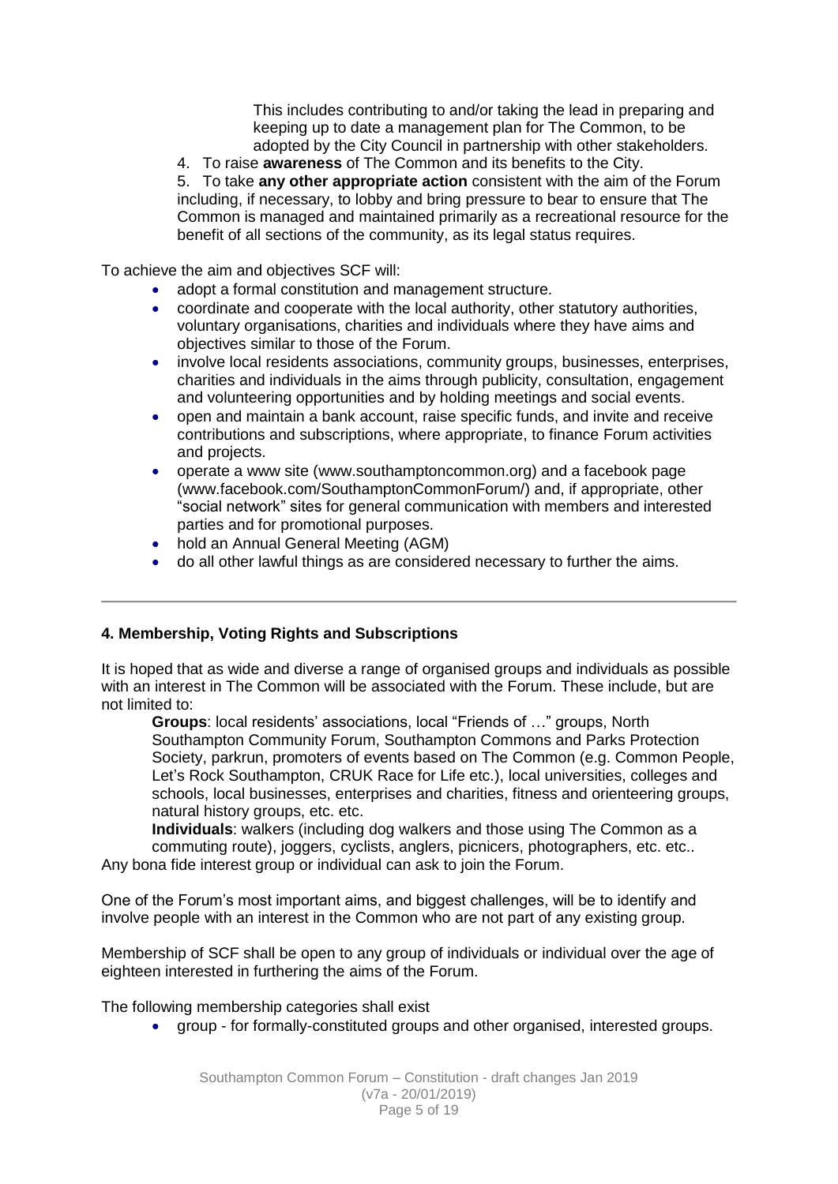This includes contributing to and/or taking the lead in preparing and keeping up to date a management plan for The Common, to be adopted by the City Council in partnership with other stakeholders.

4. To raise **awareness** of The Common and its benefits to the City.
5. To take **any other appropriate action** consistent with the aim of the Forum including, if necessary, to lobby and bring pressure to bear to ensure that The Common is managed and maintained primarily as a recreational resource for the benefit of all sections of the community, as its legal status requires.

To achieve the aim and objectives SCF will:

- adopt a formal constitution and management structure.
- coordinate and cooperate with the local authority, other statutory authorities, voluntary organisations, charities and individuals where they have aims and objectives similar to those of the Forum.
- involve local residents associations, community groups, businesses, enterprises, charities and individuals in the aims through publicity, consultation, engagement and volunteering opportunities and by holding meetings and social events.
- open and maintain a bank account, raise specific funds, and invite and receive contributions and subscriptions, where appropriate, to finance Forum activities and projects.
- operate a www site (www.southamptoncommon.org) and a facebook page (www.facebook.com/SouthamptonCommonForum/) and, if appropriate, other "social network" sites for general communication with members and interested parties and for promotional purposes.
- hold an Annual General Meeting (AGM)
- do all other lawful things as are considered necessary to further the aims.

---

## 4. Membership, Voting Rights and Subscriptions

It is hoped that as wide and diverse a range of organised groups and individuals as possible with an interest in The Common will be associated with the Forum. These include, but are not limited to:

**Groups**: local residents' associations, local "Friends of …" groups, North Southampton Community Forum, Southampton Commons and Parks Protection Society, parkrun, promoters of events based on The Common (e.g. Common People, Let's Rock Southampton, CRUK Race for Life etc.), local universities, colleges and schools, local businesses, enterprises and charities, fitness and orienteering groups, natural history groups, etc. etc.

**Individuals**: walkers (including dog walkers and those using The Common as a commuting route), joggers, cyclists, anglers, picnicers, photographers, etc. etc..

Any bona fide interest group or individual can ask to join the Forum.

One of the Forum's most important aims, and biggest challenges, will be to identify and involve people with an interest in the Common who are not part of any existing group.

Membership of SCF shall be open to any group of individuals or individual over the age of eighteen interested in furthering the aims of the Forum.

The following membership categories shall exist

- group - for formally-constituted groups and other organised, interested groups.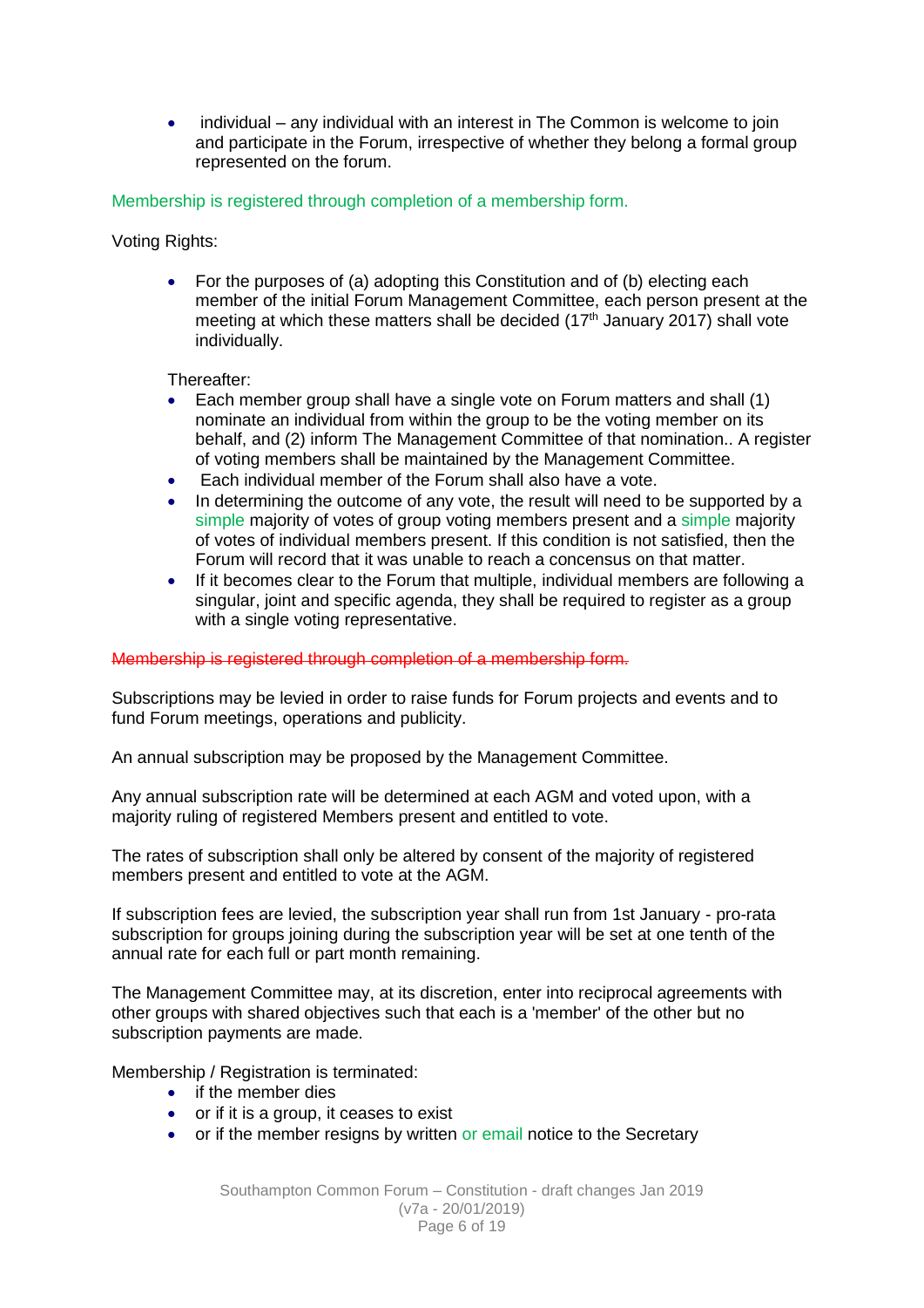- individual – any individual with an interest in The Common is welcome to join and participate in the Forum, irrespective of whether they belong a formal group represented on the forum.

Membership is registered through completion of a membership form.

Voting Rights:

- For the purposes of (a) adopting this Constitution and of (b) electing each member of the initial Forum Management Committee, each person present at the meeting at which these matters shall be decided (17th January 2017) shall vote individually.

Thereafter:

- Each member group shall have a single vote on Forum matters and shall (1) nominate an individual from within the group to be the voting member on its behalf, and (2) inform The Management Committee of that nomination.. A register of voting members shall be maintained by the Management Committee.
- Each individual member of the Forum shall also have a vote.
- In determining the outcome of any vote, the result will need to be supported by a simple majority of votes of group voting members present and a simple majority of votes of individual members present. If this condition is not satisfied, then the Forum will record that it was unable to reach a concensus on that matter.
- If it becomes clear to the Forum that multiple, individual members are following a singular, joint and specific agenda, they shall be required to register as a group with a single voting representative.

~~Membership is registered through completion of a membership form.~~

Subscriptions may be levied in order to raise funds for Forum projects and events and to fund Forum meetings, operations and publicity.

An annual subscription may be proposed by the Management Committee.

Any annual subscription rate will be determined at each AGM and voted upon, with a majority ruling of registered Members present and entitled to vote.

The rates of subscription shall only be altered by consent of the majority of registered members present and entitled to vote at the AGM.

If subscription fees are levied, the subscription year shall run from 1st January - pro-rata subscription for groups joining during the subscription year will be set at one tenth of the annual rate for each full or part month remaining.

The Management Committee may, at its discretion, enter into reciprocal agreements with other groups with shared objectives such that each is a 'member' of the other but no subscription payments are made.

Membership / Registration is terminated:

- if the member dies
- or if it is a group, it ceases to exist
- or if the member resigns by written or email notice to the Secretary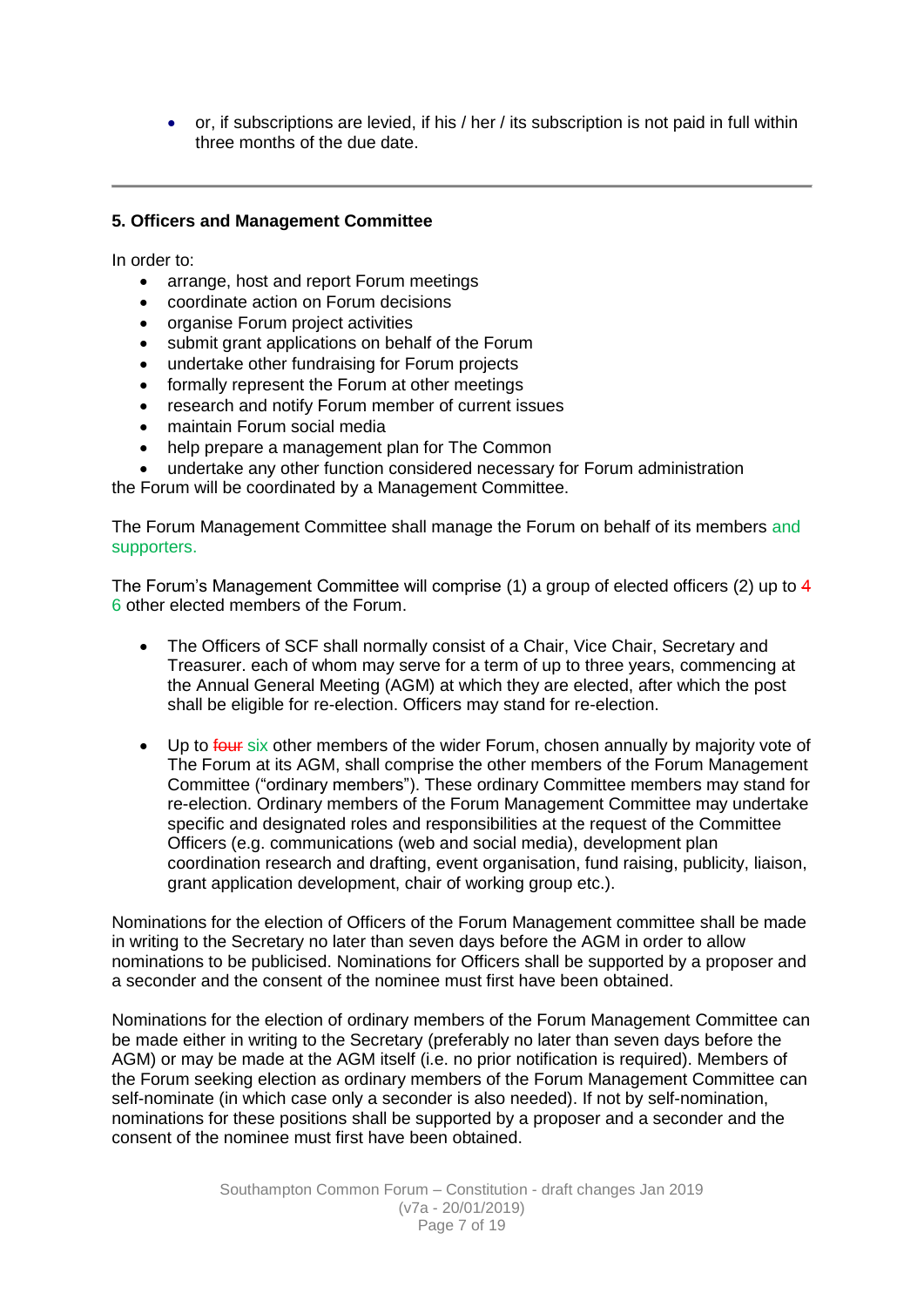- or, if subscriptions are levied, if his / her / its subscription is not paid in full within three months of the due date.

---

**5. Officers and Management Committee**

In order to:

- arrange, host and report Forum meetings
- coordinate action on Forum decisions
- organise Forum project activities
- submit grant applications on behalf of the Forum
- undertake other fundraising for Forum projects
- formally represent the Forum at other meetings
- research and notify Forum member of current issues
- maintain Forum social media
- help prepare a management plan for The Common
- undertake any other function considered necessary for Forum administration

the Forum will be coordinated by a Management Committee.

The Forum Management Committee shall manage the Forum on behalf of its members and supporters.

The Forum's Management Committee will comprise (1) a group of elected officers (2) up to 4 6 other elected members of the Forum.

- The Officers of SCF shall normally consist of a Chair, Vice Chair, Secretary and Treasurer. each of whom may serve for a term of up to three years, commencing at the Annual General Meeting (AGM) at which they are elected, after which the post shall be eligible for re-election. Officers may stand for re-election.

- Up to ~~four~~ six other members of the wider Forum, chosen annually by majority vote of The Forum at its AGM, shall comprise the other members of the Forum Management Committee ("ordinary members"). These ordinary Committee members may stand for re-election. Ordinary members of the Forum Management Committee may undertake specific and designated roles and responsibilities at the request of the Committee Officers (e.g. communications (web and social media), development plan coordination research and drafting, event organisation, fund raising, publicity, liaison, grant application development, chair of working group etc.).

Nominations for the election of Officers of the Forum Management committee shall be made in writing to the Secretary no later than seven days before the AGM in order to allow nominations to be publicised. Nominations for Officers shall be supported by a proposer and a seconder and the consent of the nominee must first have been obtained.

Nominations for the election of ordinary members of the Forum Management Committee can be made either in writing to the Secretary (preferably no later than seven days before the AGM) or may be made at the AGM itself (i.e. no prior notification is required). Members of the Forum seeking election as ordinary members of the Forum Management Committee can self-nominate (in which case only a seconder is also needed). If not by self-nomination, nominations for these positions shall be supported by a proposer and a seconder and the consent of the nominee must first have been obtained.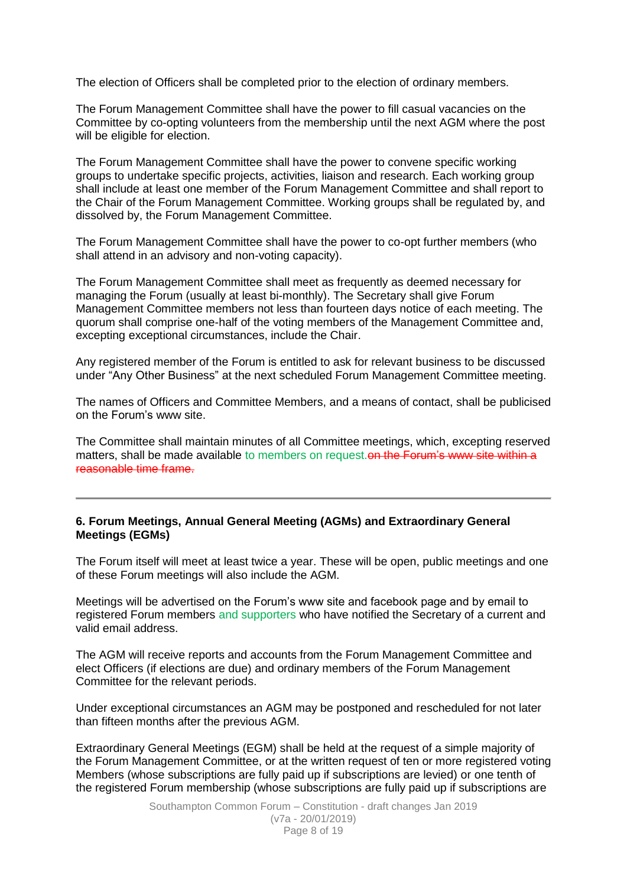The election of Officers shall be completed prior to the election of ordinary members.

The Forum Management Committee shall have the power to fill casual vacancies on the Committee by co-opting volunteers from the membership until the next AGM where the post will be eligible for election.

The Forum Management Committee shall have the power to convene specific working groups to undertake specific projects, activities, liaison and research. Each working group shall include at least one member of the Forum Management Committee and shall report to the Chair of the Forum Management Committee. Working groups shall be regulated by, and dissolved by, the Forum Management Committee.

The Forum Management Committee shall have the power to co-opt further members (who shall attend in an advisory and non-voting capacity).

The Forum Management Committee shall meet as frequently as deemed necessary for managing the Forum (usually at least bi-monthly). The Secretary shall give Forum Management Committee members not less than fourteen days notice of each meeting. The quorum shall comprise one-half of the voting members of the Management Committee and, excepting exceptional circumstances, include the Chair.

Any registered member of the Forum is entitled to ask for relevant business to be discussed under "Any Other Business" at the next scheduled Forum Management Committee meeting.

The names of Officers and Committee Members, and a means of contact, shall be publicised on the Forum's www site.

The Committee shall maintain minutes of all Committee meetings, which, excepting reserved matters, shall be made available to members on request.~~on the Forum's www site within a reasonable time frame.~~

---

**6. Forum Meetings, Annual General Meeting (AGMs) and Extraordinary General Meetings (EGMs)**

The Forum itself will meet at least twice a year. These will be open, public meetings and one of these Forum meetings will also include the AGM.

Meetings will be advertised on the Forum's www site and facebook page and by email to registered Forum members and supporters who have notified the Secretary of a current and valid email address.

The AGM will receive reports and accounts from the Forum Management Committee and elect Officers (if elections are due) and ordinary members of the Forum Management Committee for the relevant periods.

Under exceptional circumstances an AGM may be postponed and rescheduled for not later than fifteen months after the previous AGM.

Extraordinary General Meetings (EGM) shall be held at the request of a simple majority of the Forum Management Committee, or at the written request of ten or more registered voting Members (whose subscriptions are fully paid up if subscriptions are levied) or one tenth of the registered Forum membership (whose subscriptions are fully paid up if subscriptions are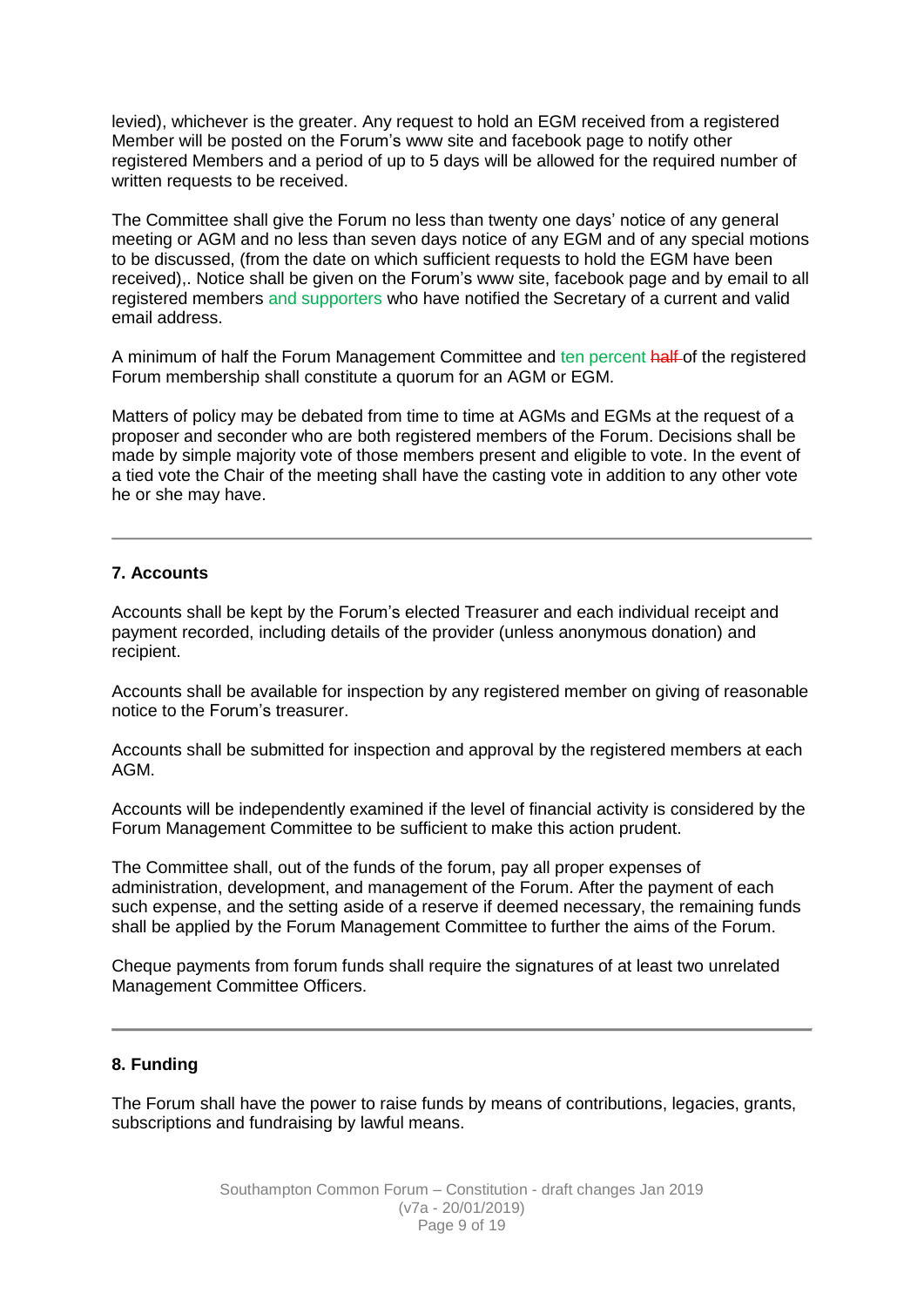levied), whichever is the greater. Any request to hold an EGM received from a registered Member will be posted on the Forum's www site and facebook page to notify other registered Members and a period of up to 5 days will be allowed for the required number of written requests to be received.

The Committee shall give the Forum no less than twenty one days' notice of any general meeting or AGM and no less than seven days notice of any EGM and of any special motions to be discussed, (from the date on which sufficient requests to hold the EGM have been received),. Notice shall be given on the Forum's www site, facebook page and by email to all registered members and supporters who have notified the Secretary of a current and valid email address.

A minimum of half the Forum Management Committee and ten percent ~~half~~ of the registered Forum membership shall constitute a quorum for an AGM or EGM.

Matters of policy may be debated from time to time at AGMs and EGMs at the request of a proposer and seconder who are both registered members of the Forum. Decisions shall be made by simple majority vote of those members present and eligible to vote. In the event of a tied vote the Chair of the meeting shall have the casting vote in addition to any other vote he or she may have.

---

### 7. Accounts

Accounts shall be kept by the Forum's elected Treasurer and each individual receipt and payment recorded, including details of the provider (unless anonymous donation) and recipient.

Accounts shall be available for inspection by any registered member on giving of reasonable notice to the Forum's treasurer.

Accounts shall be submitted for inspection and approval by the registered members at each AGM.

Accounts will be independently examined if the level of financial activity is considered by the Forum Management Committee to be sufficient to make this action prudent.

The Committee shall, out of the funds of the forum, pay all proper expenses of administration, development, and management of the Forum. After the payment of each such expense, and the setting aside of a reserve if deemed necessary, the remaining funds shall be applied by the Forum Management Committee to further the aims of the Forum.

Cheque payments from forum funds shall require the signatures of at least two unrelated Management Committee Officers.

---

### 8. Funding

The Forum shall have the power to raise funds by means of contributions, legacies, grants, subscriptions and fundraising by lawful means.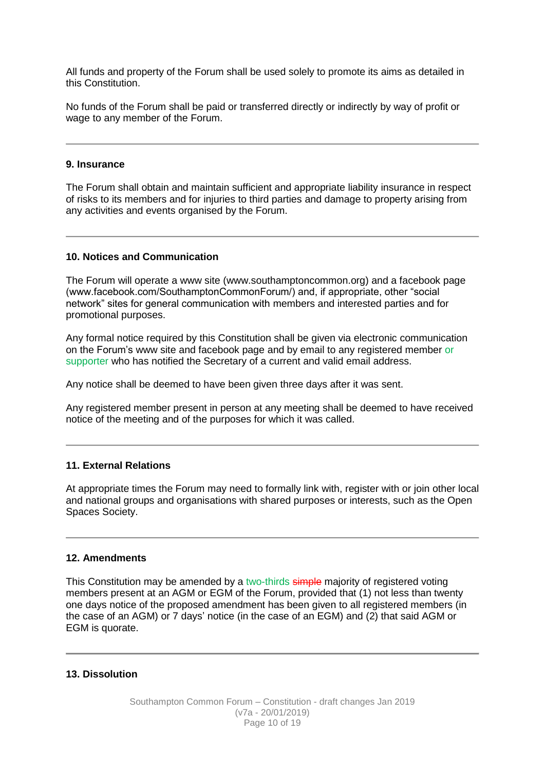All funds and property of the Forum shall be used solely to promote its aims as detailed in this Constitution.

No funds of the Forum shall be paid or transferred directly or indirectly by way of profit or wage to any member of the Forum.

---

**9. Insurance**

The Forum shall obtain and maintain sufficient and appropriate liability insurance in respect of risks to its members and for injuries to third parties and damage to property arising from any activities and events organised by the Forum.

---

**10. Notices and Communication**

The Forum will operate a www site (www.southamptoncommon.org) and a facebook page (www.facebook.com/SouthamptonCommonForum/) and, if appropriate, other "social network" sites for general communication with members and interested parties and for promotional purposes.

Any formal notice required by this Constitution shall be given via electronic communication on the Forum's www site and facebook page and by email to any registered member or supporter who has notified the Secretary of a current and valid email address.

Any notice shall be deemed to have been given three days after it was sent.

Any registered member present in person at any meeting shall be deemed to have received notice of the meeting and of the purposes for which it was called.

---

**11. External Relations**

At appropriate times the Forum may need to formally link with, register with or join other local and national groups and organisations with shared purposes or interests, such as the Open Spaces Society.

---

**12. Amendments**

This Constitution may be amended by a two-thirds ~~simple~~ majority of registered voting members present at an AGM or EGM of the Forum, provided that (1) not less than twenty one days notice of the proposed amendment has been given to all registered members (in the case of an AGM) or 7 days' notice (in the case of an EGM) and (2) that said AGM or EGM is quorate.

---

**13. Dissolution**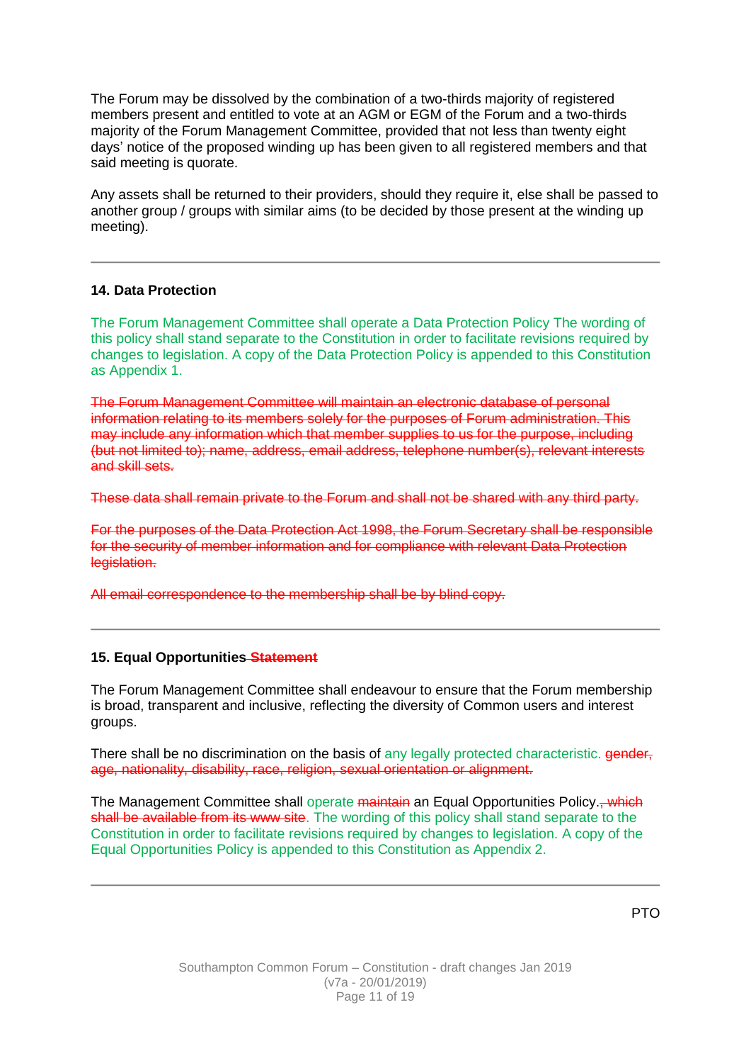The Forum may be dissolved by the combination of a two-thirds majority of registered members present and entitled to vote at an AGM or EGM of the Forum and a two-thirds majority of the Forum Management Committee, provided that not less than twenty eight days' notice of the proposed winding up has been given to all registered members and that said meeting is quorate.

Any assets shall be returned to their providers, should they require it, else shall be passed to another group / groups with similar aims (to be decided by those present at the winding up meeting).

---

**14. Data Protection**

The Forum Management Committee shall operate a Data Protection Policy The wording of this policy shall stand separate to the Constitution in order to facilitate revisions required by changes to legislation. A copy of the Data Protection Policy is appended to this Constitution as Appendix 1.

~~The Forum Management Committee will maintain an electronic database of personal information relating to its members solely for the purposes of Forum administration. This may include any information which that member supplies to us for the purpose, including (but not limited to); name, address, email address, telephone number(s), relevant interests and skill sets.~~

~~These data shall remain private to the Forum and shall not be shared with any third party.~~

~~For the purposes of the Data Protection Act 1998, the Forum Secretary shall be responsible for the security of member information and for compliance with relevant Data Protection legislation.~~

~~All email correspondence to the membership shall be by blind copy.~~

---

**15. Equal Opportunities ~~Statement~~**

The Forum Management Committee shall endeavour to ensure that the Forum membership is broad, transparent and inclusive, reflecting the diversity of Common users and interest groups.

There shall be no discrimination on the basis of any legally protected characteristic. ~~gender, age, nationality, disability, race, religion, sexual orientation or alignment.~~

The Management Committee shall operate ~~maintain~~ an Equal Opportunities Policy.~~, which shall be available from its www site~~. The wording of this policy shall stand separate to the Constitution in order to facilitate revisions required by changes to legislation. A copy of the Equal Opportunities Policy is appended to this Constitution as Appendix 2.

---

PTO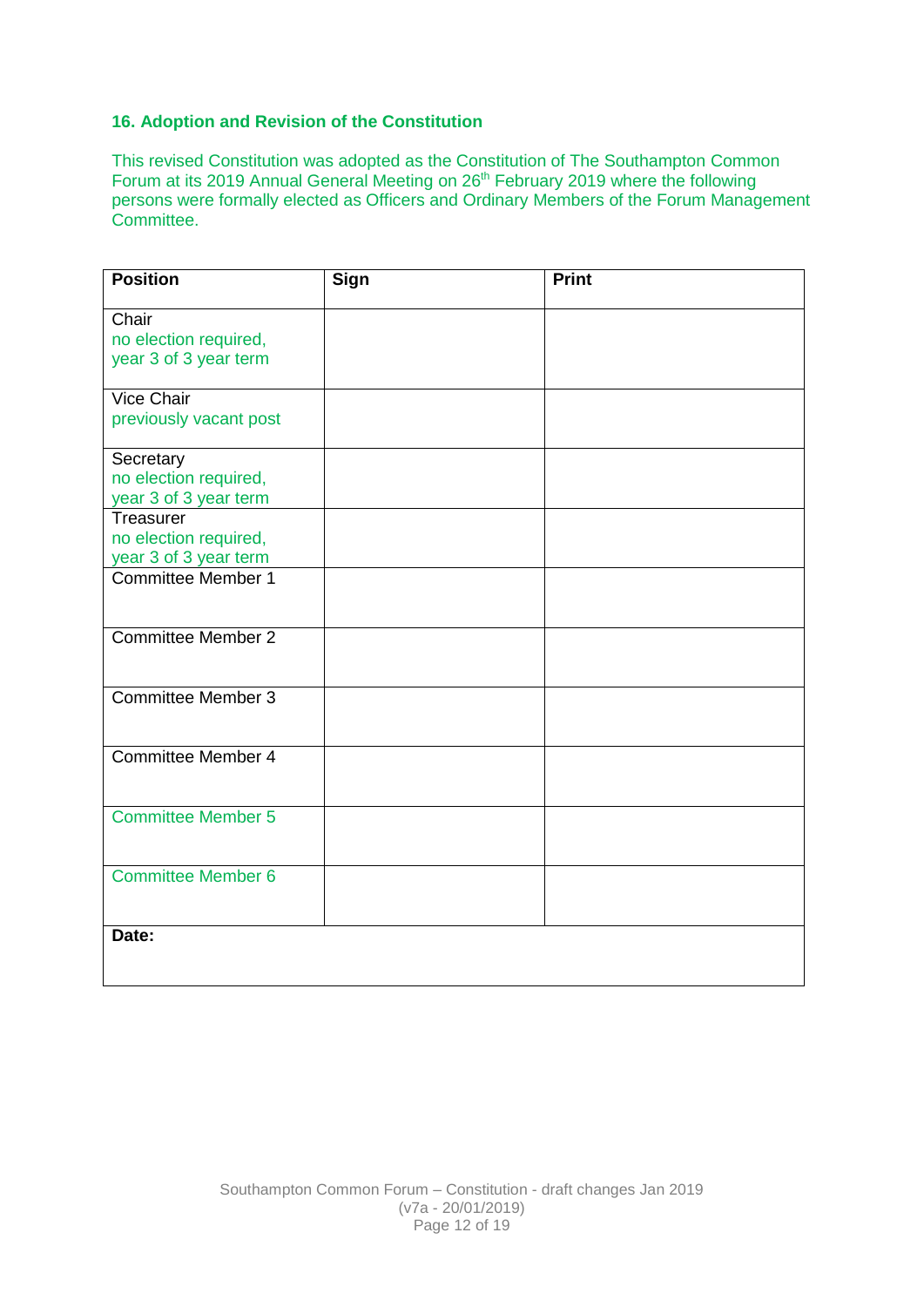### 16. Adoption and Revision of the Constitution

This revised Constitution was adopted as the Constitution of The Southampton Common Forum at its 2019 Annual General Meeting on 26th February 2019 where the following persons were formally elected as Officers and Ordinary Members of the Forum Management Committee.

| **Position** | **Sign** | **Print** |
|---|---|---|
| Chair<br>no election required, year 3 of 3 year term | | |
| Vice Chair<br>previously vacant post | | |
| Secretary<br>no election required, year 3 of 3 year term | | |
| Treasurer<br>no election required, year 3 of 3 year term | | |
| Committee Member 1 | | |
| Committee Member 2 | | |
| Committee Member 3 | | |
| Committee Member 4 | | |
| Committee Member 5 | | |
| Committee Member 6 | | |
| **Date:** | | |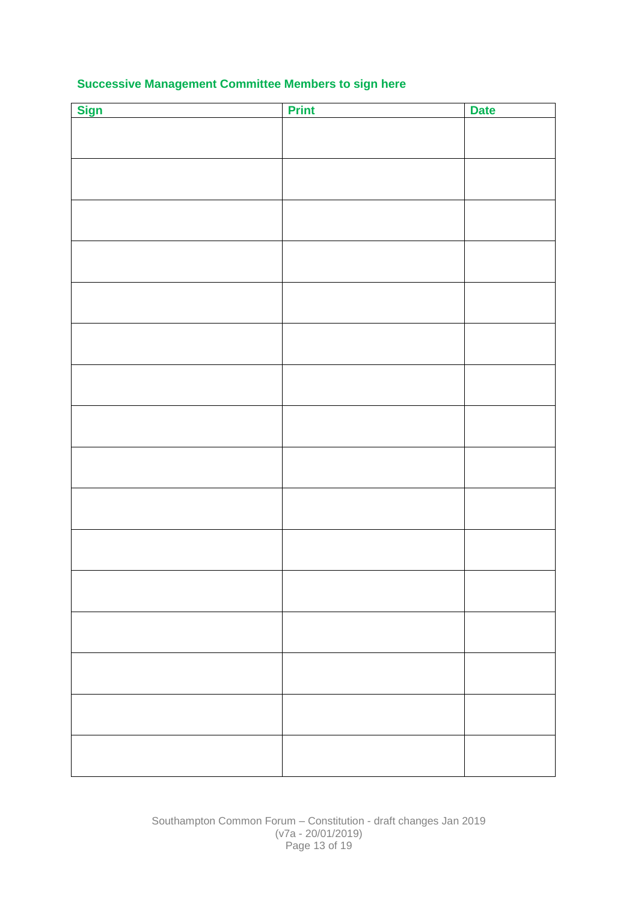**Successive Management Committee Members to sign here**

| Sign | Print | Date |
|---|---|---|
| | | |
| | | |
| | | |
| | | |
| | | |
| | | |
| | | |
| | | |
| | | |
| | | |
| | | |
| | | |
| | | |
| | | |
| | | |
| | | |

Southampton Common Forum – Constitution - draft changes Jan 2019
(v7a - 20/01/2019)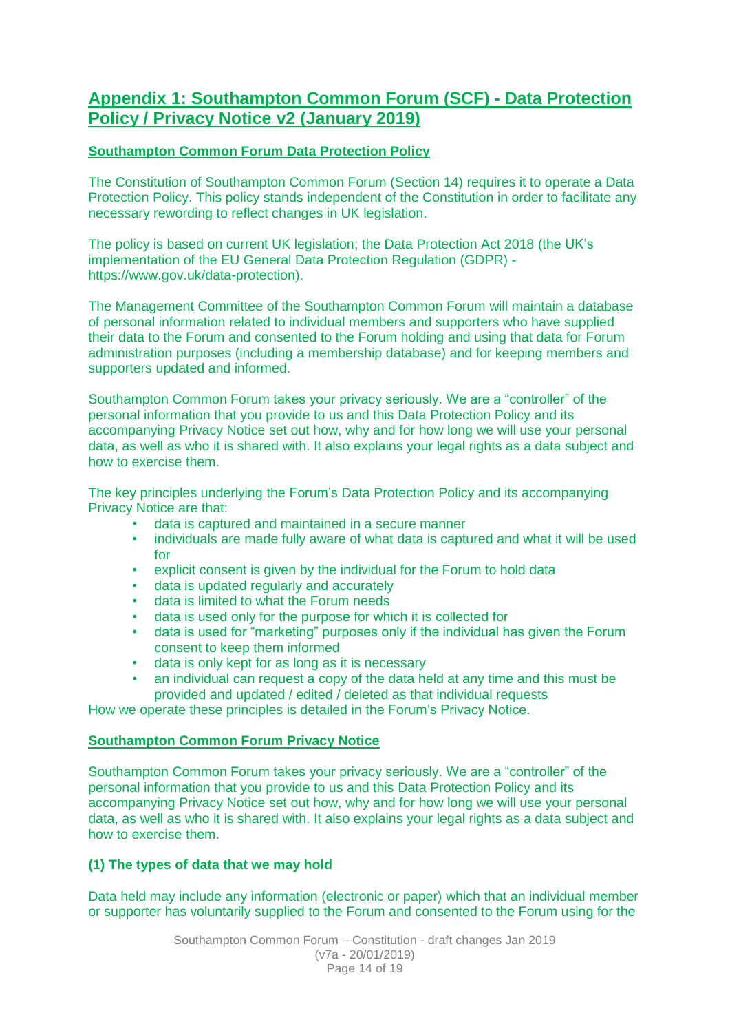## Appendix 1: Southampton Common Forum (SCF) - Data Protection Policy / Privacy Notice v2 (January 2019)

### Southampton Common Forum Data Protection Policy

The Constitution of Southampton Common Forum (Section 14) requires it to operate a Data Protection Policy. This policy stands independent of the Constitution in order to facilitate any necessary rewording to reflect changes in UK legislation.

The policy is based on current UK legislation; the Data Protection Act 2018 (the UK's implementation of the EU General Data Protection Regulation (GDPR) - https://www.gov.uk/data-protection).

The Management Committee of the Southampton Common Forum will maintain a database of personal information related to individual members and supporters who have supplied their data to the Forum and consented to the Forum holding and using that data for Forum administration purposes (including a membership database) and for keeping members and supporters updated and informed.

Southampton Common Forum takes your privacy seriously. We are a "controller" of the personal information that you provide to us and this Data Protection Policy and its accompanying Privacy Notice set out how, why and for how long we will use your personal data, as well as who it is shared with. It also explains your legal rights as a data subject and how to exercise them.

The key principles underlying the Forum's Data Protection Policy and its accompanying Privacy Notice are that:

- data is captured and maintained in a secure manner
- individuals are made fully aware of what data is captured and what it will be used for
- explicit consent is given by the individual for the Forum to hold data
- data is updated regularly and accurately
- data is limited to what the Forum needs
- data is used only for the purpose for which it is collected for
- data is used for "marketing" purposes only if the individual has given the Forum consent to keep them informed
- data is only kept for as long as it is necessary
- an individual can request a copy of the data held at any time and this must be provided and updated / edited / deleted as that individual requests

How we operate these principles is detailed in the Forum's Privacy Notice.

### Southampton Common Forum Privacy Notice

Southampton Common Forum takes your privacy seriously. We are a "controller" of the personal information that you provide to us and this Data Protection Policy and its accompanying Privacy Notice set out how, why and for how long we will use your personal data, as well as who it is shared with. It also explains your legal rights as a data subject and how to exercise them.

#### (1) The types of data that we may hold

Data held may include any information (electronic or paper) which that an individual member or supporter has voluntarily supplied to the Forum and consented to the Forum using for the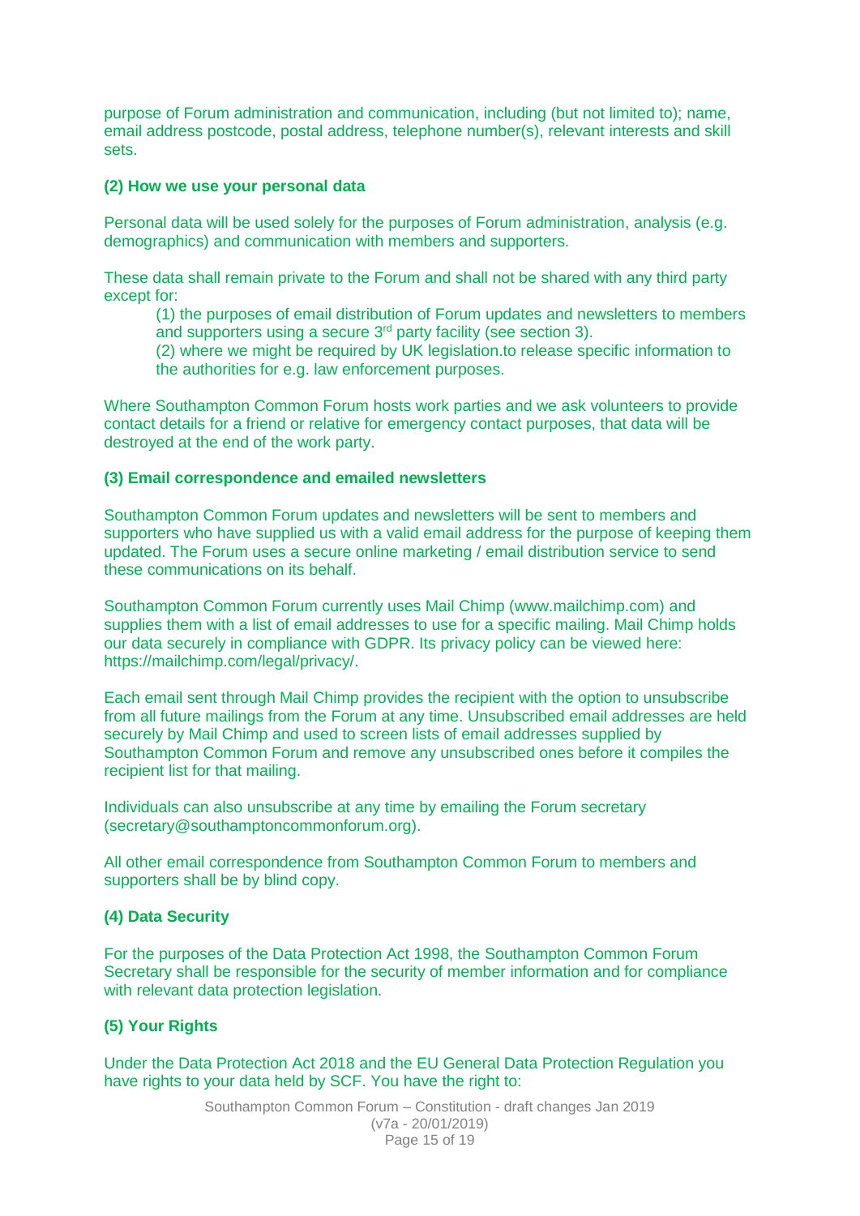purpose of Forum administration and communication, including (but not limited to); name, email address postcode, postal address, telephone number(s), relevant interests and skill sets.

**(2) How we use your personal data**

Personal data will be used solely for the purposes of Forum administration, analysis (e.g. demographics) and communication with members and supporters.

These data shall remain private to the Forum and shall not be shared with any third party except for:

> (1) the purposes of email distribution of Forum updates and newsletters to members and supporters using a secure 3rd party facility (see section 3).
>
> (2) where we might be required by UK legislation.to release specific information to the authorities for e.g. law enforcement purposes.

Where Southampton Common Forum hosts work parties and we ask volunteers to provide contact details for a friend or relative for emergency contact purposes, that data will be destroyed at the end of the work party.

**(3) Email correspondence and emailed newsletters**

Southampton Common Forum updates and newsletters will be sent to members and supporters who have supplied us with a valid email address for the purpose of keeping them updated. The Forum uses a secure online marketing / email distribution service to send these communications on its behalf.

Southampton Common Forum currently uses Mail Chimp (www.mailchimp.com) and supplies them with a list of email addresses to use for a specific mailing. Mail Chimp holds our data securely in compliance with GDPR. Its privacy policy can be viewed here: https://mailchimp.com/legal/privacy/.

Each email sent through Mail Chimp provides the recipient with the option to unsubscribe from all future mailings from the Forum at any time. Unsubscribed email addresses are held securely by Mail Chimp and used to screen lists of email addresses supplied by Southampton Common Forum and remove any unsubscribed ones before it compiles the recipient list for that mailing.

Individuals can also unsubscribe at any time by emailing the Forum secretary (secretary@southamptoncommonforum.org).

All other email correspondence from Southampton Common Forum to members and supporters shall be by blind copy.

**(4) Data Security**

For the purposes of the Data Protection Act 1998, the Southampton Common Forum Secretary shall be responsible for the security of member information and for compliance with relevant data protection legislation.

**(5) Your Rights**

Under the Data Protection Act 2018 and the EU General Data Protection Regulation you have rights to your data held by SCF. You have the right to: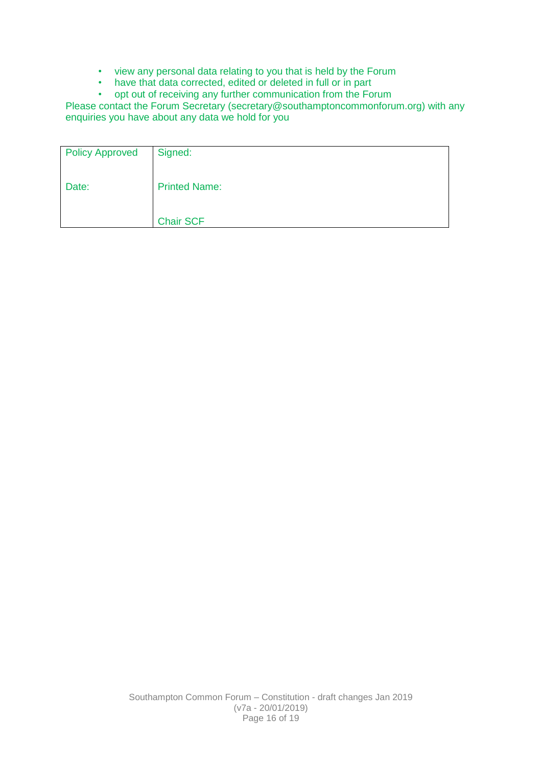- view any personal data relating to you that is held by the Forum
- have that data corrected, edited or deleted in full or in part
- opt out of receiving any further communication from the Forum

Please contact the Forum Secretary (secretary@southamptoncommonforum.org) with any enquiries you have about any data we hold for you

| Policy Approved | Signed: |
|---|---|
| Date: | Printed Name: |
| | Chair SCF |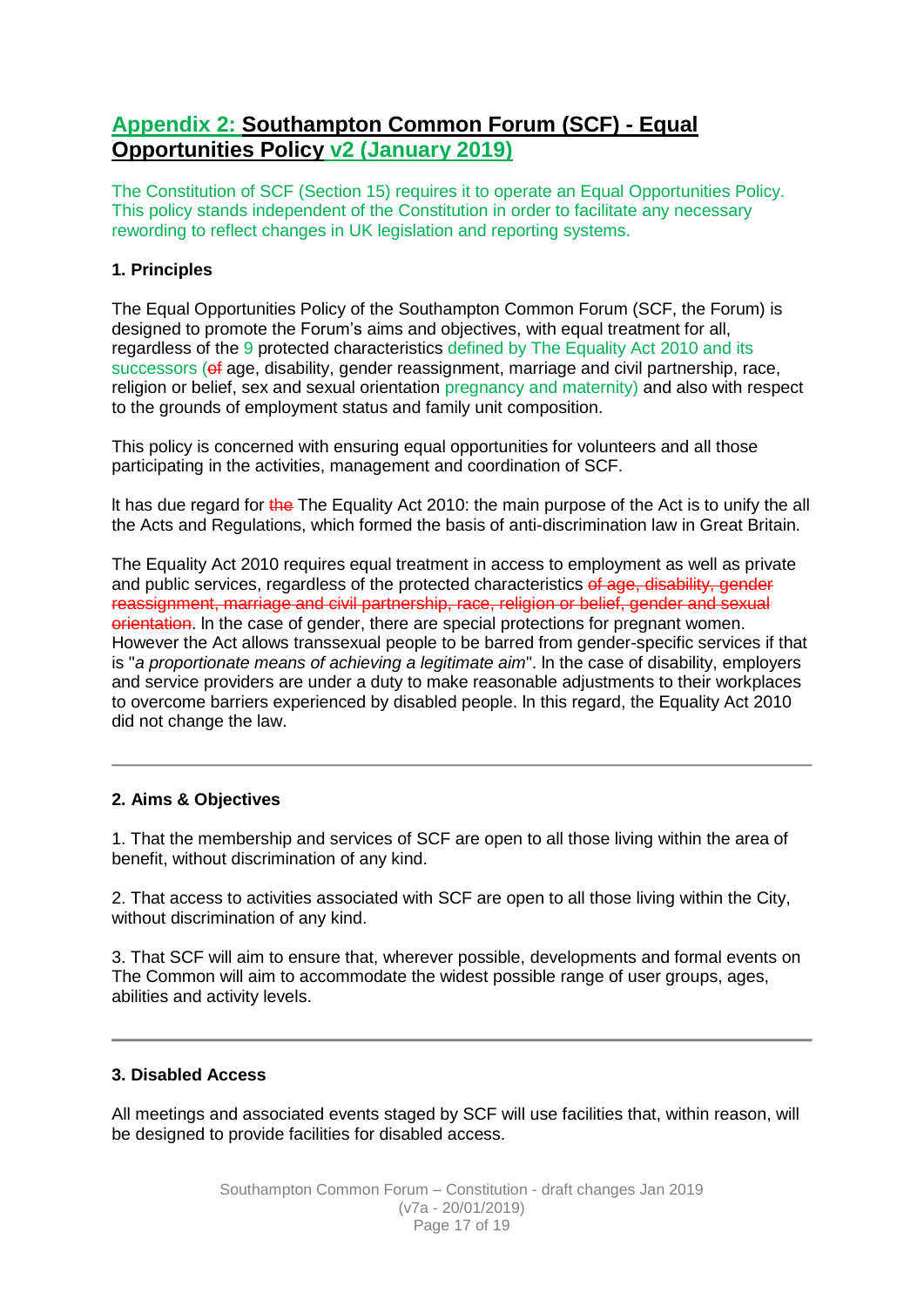## Appendix 2: Southampton Common Forum (SCF) - Equal Opportunities Policy v2 (January 2019)

The Constitution of SCF (Section 15) requires it to operate an Equal Opportunities Policy. This policy stands independent of the Constitution in order to facilitate any necessary rewording to reflect changes in UK legislation and reporting systems.

### 1. Principles

The Equal Opportunities Policy of the Southampton Common Forum (SCF, the Forum) is designed to promote the Forum's aims and objectives, with equal treatment for all, regardless of the 9 protected characteristics defined by The Equality Act 2010 and its successors (~~of~~ age, disability, gender reassignment, marriage and civil partnership, race, religion or belief, sex and sexual orientation pregnancy and maternity) and also with respect to the grounds of employment status and family unit composition.

This policy is concerned with ensuring equal opportunities for volunteers and all those participating in the activities, management and coordination of SCF.

It has due regard for ~~the~~ The Equality Act 2010: the main purpose of the Act is to unify the all the Acts and Regulations, which formed the basis of anti-discrimination law in Great Britain.

The Equality Act 2010 requires equal treatment in access to employment as well as private and public services, regardless of the protected characteristics ~~of age, disability, gender reassignment, marriage and civil partnership, race, religion or belief, gender and sexual orientation~~. In the case of gender, there are special protections for pregnant women. However the Act allows transsexual people to be barred from gender-specific services if that is "*a proportionate means of achieving a legitimate aim*". In the case of disability, employers and service providers are under a duty to make reasonable adjustments to their workplaces to overcome barriers experienced by disabled people. In this regard, the Equality Act 2010 did not change the law.

---

### 2. Aims & Objectives

1. That the membership and services of SCF are open to all those living within the area of benefit, without discrimination of any kind.

2. That access to activities associated with SCF are open to all those living within the City, without discrimination of any kind.

3. That SCF will aim to ensure that, wherever possible, developments and formal events on The Common will aim to accommodate the widest possible range of user groups, ages, abilities and activity levels.

---

### 3. Disabled Access

All meetings and associated events staged by SCF will use facilities that, within reason, will be designed to provide facilities for disabled access.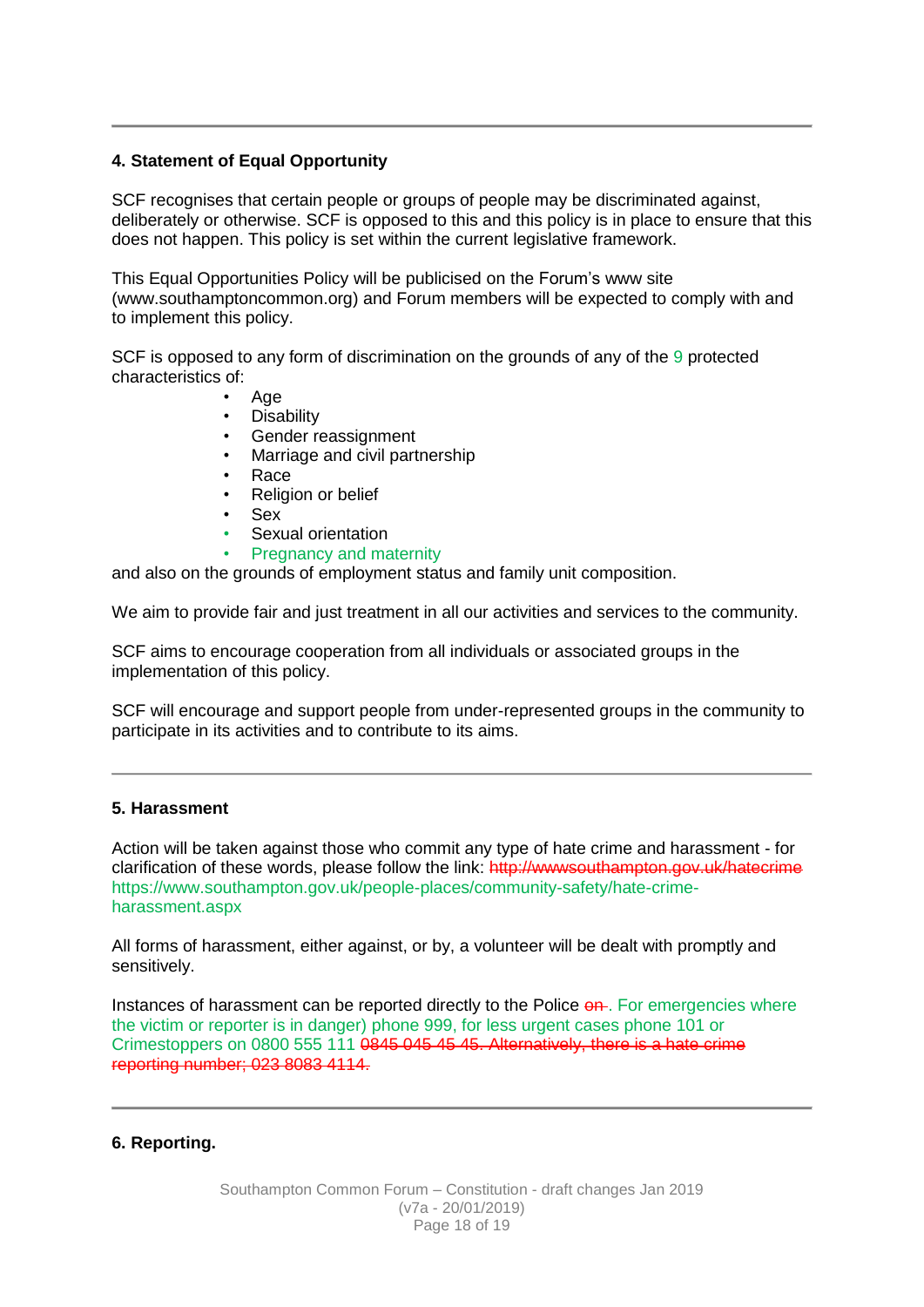### 4. Statement of Equal Opportunity

SCF recognises that certain people or groups of people may be discriminated against, deliberately or otherwise. SCF is opposed to this and this policy is in place to ensure that this does not happen. This policy is set within the current legislative framework.

This Equal Opportunities Policy will be publicised on the Forum's www site (www.southamptoncommon.org) and Forum members will be expected to comply with and to implement this policy.

SCF is opposed to any form of discrimination on the grounds of any of the 9 protected characteristics of:

- Age
- Disability
- Gender reassignment
- Marriage and civil partnership
- Race
- Religion or belief
- Sex
- Sexual orientation
- Pregnancy and maternity

and also on the grounds of employment status and family unit composition.

We aim to provide fair and just treatment in all our activities and services to the community.

SCF aims to encourage cooperation from all individuals or associated groups in the implementation of this policy.

SCF will encourage and support people from under-represented groups in the community to participate in its activities and to contribute to its aims.

### 5. Harassment

Action will be taken against those who commit any type of hate crime and harassment - for clarification of these words, please follow the link: ~~http://wwwsouthampton.gov.uk/hatecrime~~ https://www.southampton.gov.uk/people-places/community-safety/hate-crime-harassment.aspx

All forms of harassment, either against, or by, a volunteer will be dealt with promptly and sensitively.

Instances of harassment can be reported directly to the Police ~~on~~. For emergencies where the victim or reporter is in danger) phone 999, for less urgent cases phone 101 or Crimestoppers on 0800 555 111 ~~0845 045 45 45. Alternatively, there is a hate crime reporting number; 023 8083 4114.~~

### 6. Reporting.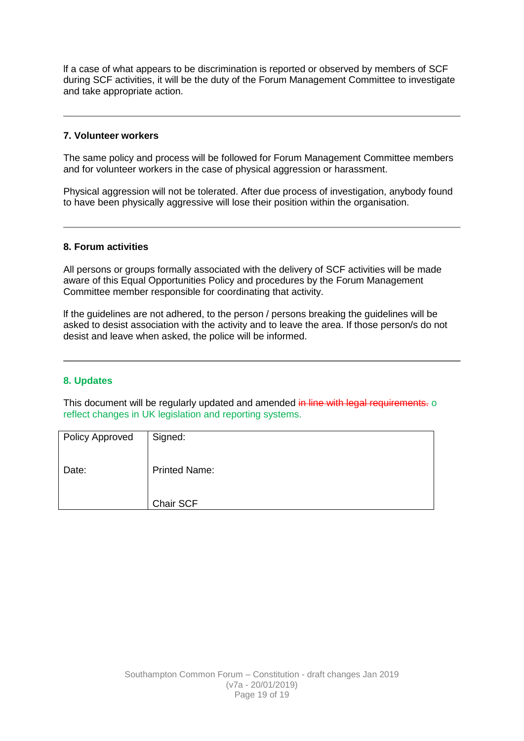If a case of what appears to be discrimination is reported or observed by members of SCF during SCF activities, it will be the duty of the Forum Management Committee to investigate and take appropriate action.

---

#### 7. Volunteer workers

The same policy and process will be followed for Forum Management Committee members and for volunteer workers in the case of physical aggression or harassment.

Physical aggression will not be tolerated. After due process of investigation, anybody found to have been physically aggressive will lose their position within the organisation.

---

#### 8. Forum activities

All persons or groups formally associated with the delivery of SCF activities will be made aware of this Equal Opportunities Policy and procedures by the Forum Management Committee member responsible for coordinating that activity.

If the guidelines are not adhered, to the person / persons breaking the guidelines will be asked to desist association with the activity and to leave the area. If those person/s do not desist and leave when asked, the police will be informed.

---

#### 8. Updates

This document will be regularly updated and amended ~~in line with legal requirements.~~ o reflect changes in UK legislation and reporting systems.

| | |
|---|---|
| Policy Approved<br><br>Date: | Signed:<br><br>Printed Name:<br><br>Chair SCF |